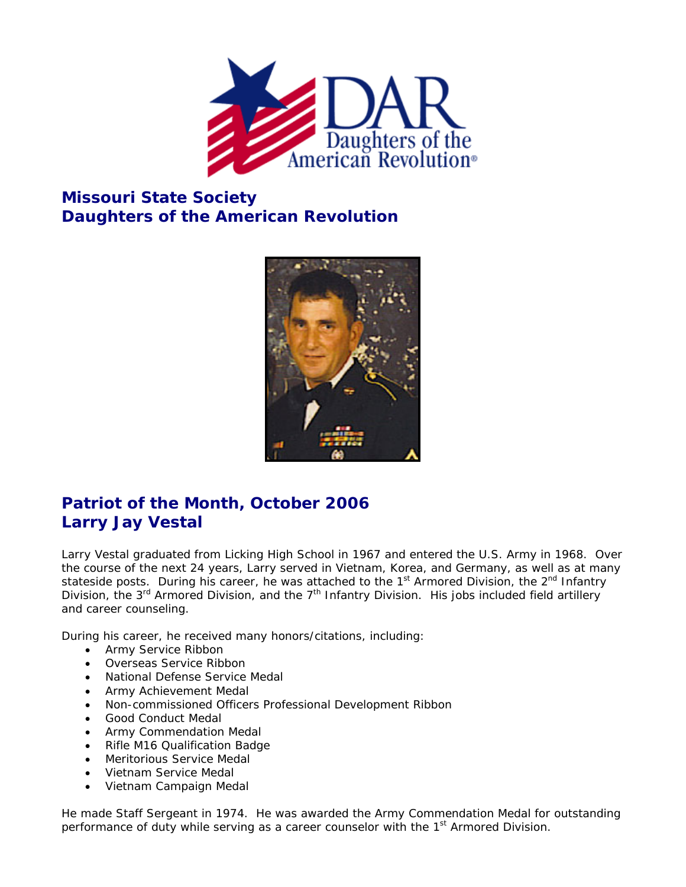## Missouri State Society
## Daughters of the American Revolution

## Patriot of the Month, October 2006
## Larry Jay Vestal

Larry Vestal graduated from Licking High School in 1967 and entered the U.S. Army in 1968. Over the course of the next 24 years, Larry served in Vietnam, Korea, and Germany, as well as at many stateside posts. During his career, he was attached to the 1st Armored Division, the 2nd Infantry Division, the 3rd Armored Division, and the 7th Infantry Division. His jobs included field artillery and career counseling.

During his career, he received many honors/citations, including:

- Army Service Ribbon
- Overseas Service Ribbon
- National Defense Service Medal
- Army Achievement Medal
- Non-commissioned Officers Professional Development Ribbon
- Good Conduct Medal
- Army Commendation Medal
- Rifle M16 Qualification Badge
- Meritorious Service Medal
- Vietnam Service Medal
- Vietnam Campaign Medal

He made Staff Sergeant in 1974. He was awarded the Army Commendation Medal for outstanding performance of duty while serving as a career counselor with the 1st Armored Division.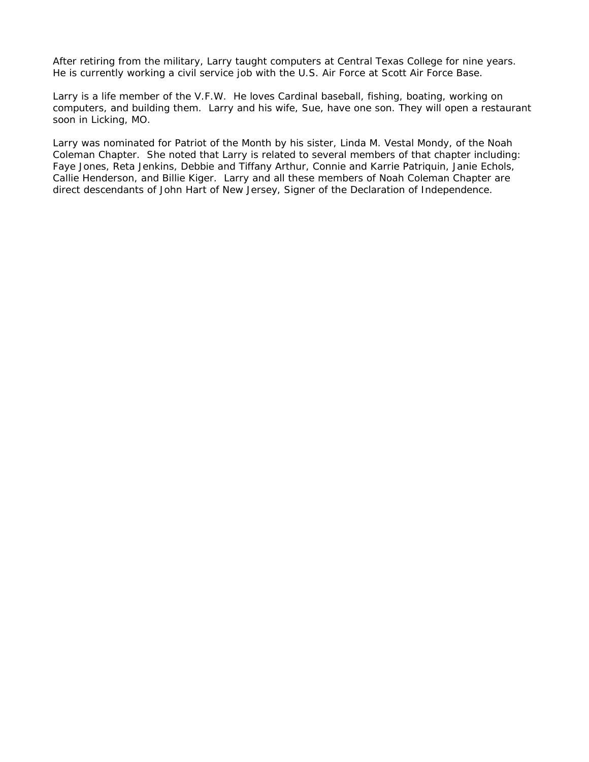After retiring from the military, Larry taught computers at Central Texas College for nine years. He is currently working a civil service job with the U.S. Air Force at Scott Air Force Base.

Larry is a life member of the V.F.W. He loves Cardinal baseball, fishing, boating, working on computers, and building them. Larry and his wife, Sue, have one son. They will open a restaurant soon in Licking, MO.

Larry was nominated for Patriot of the Month by his sister, Linda M. Vestal Mondy, of the Noah Coleman Chapter. She noted that Larry is related to several members of that chapter including: Faye Jones, Reta Jenkins, Debbie and Tiffany Arthur, Connie and Karrie Patriquin, Janie Echols, Callie Henderson, and Billie Kiger. Larry and all these members of Noah Coleman Chapter are direct descendants of John Hart of New Jersey, Signer of the Declaration of Independence.